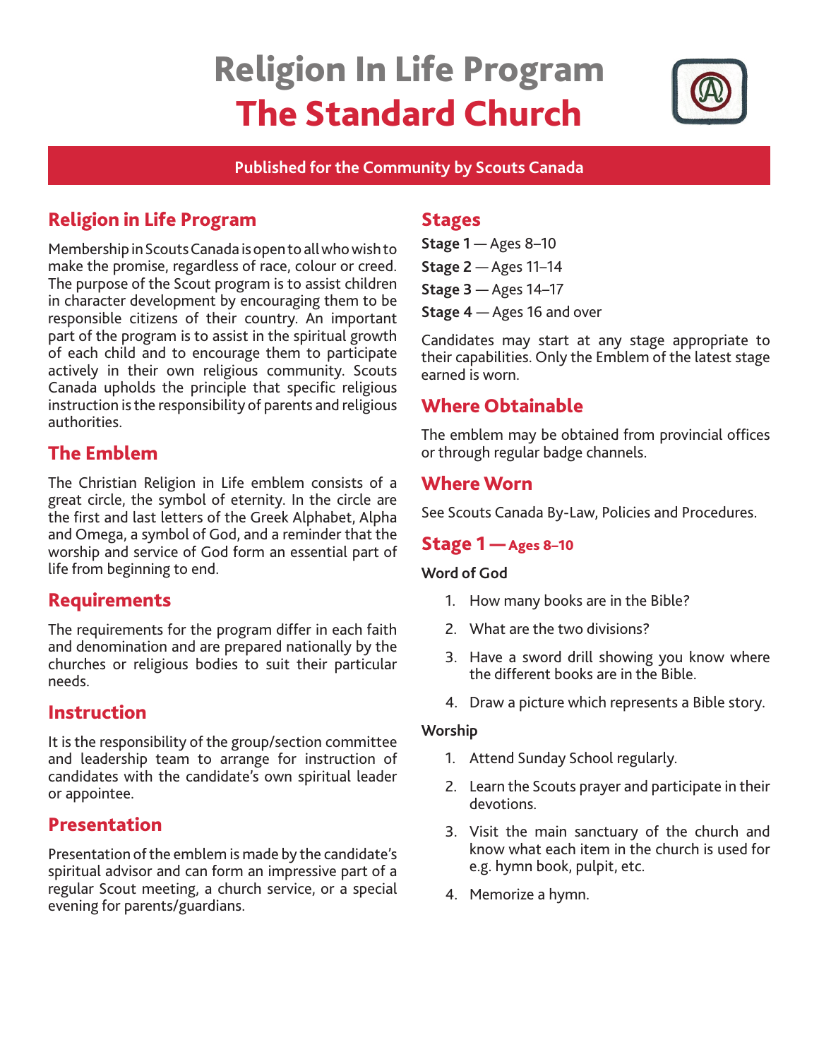# Religion In Life Program
# The Standard Church

**Published for the Community by Scouts Canada**

## Religion in Life Program

Membership in Scouts Canada is open to all who wish to make the promise, regardless of race, colour or creed. The purpose of the Scout program is to assist children in character development by encouraging them to be responsible citizens of their country. An important part of the program is to assist in the spiritual growth of each child and to encourage them to participate actively in their own religious community. Scouts Canada upholds the principle that specific religious instruction is the responsibility of parents and religious authorities.

## The Emblem

The Christian Religion in Life emblem consists of a great circle, the symbol of eternity. In the circle are the first and last letters of the Greek Alphabet, Alpha and Omega, a symbol of God, and a reminder that the worship and service of God form an essential part of life from beginning to end.

## Requirements

The requirements for the program differ in each faith and denomination and are prepared nationally by the churches or religious bodies to suit their particular needs.

## Instruction

It is the responsibility of the group/section committee and leadership team to arrange for instruction of candidates with the candidate's own spiritual leader or appointee.

## Presentation

Presentation of the emblem is made by the candidate's spiritual advisor and can form an impressive part of a regular Scout meeting, a church service, or a special evening for parents/guardians.

## Stages

**Stage 1** — Ages 8–10

**Stage 2** — Ages 11–14

**Stage 3** — Ages 14–17

**Stage 4** — Ages 16 and over

Candidates may start at any stage appropriate to their capabilities. Only the Emblem of the latest stage earned is worn.

## Where Obtainable

The emblem may be obtained from provincial offices or through regular badge channels.

## Where Worn

See Scouts Canada By-Law, Policies and Procedures.

## Stage 1 — Ages 8–10

**Word of God**

1. How many books are in the Bible?
2. What are the two divisions?
3. Have a sword drill showing you know where the different books are in the Bible.
4. Draw a picture which represents a Bible story.

**Worship**

1. Attend Sunday School regularly.
2. Learn the Scouts prayer and participate in their devotions.
3. Visit the main sanctuary of the church and know what each item in the church is used for e.g. hymn book, pulpit, etc.
4. Memorize a hymn.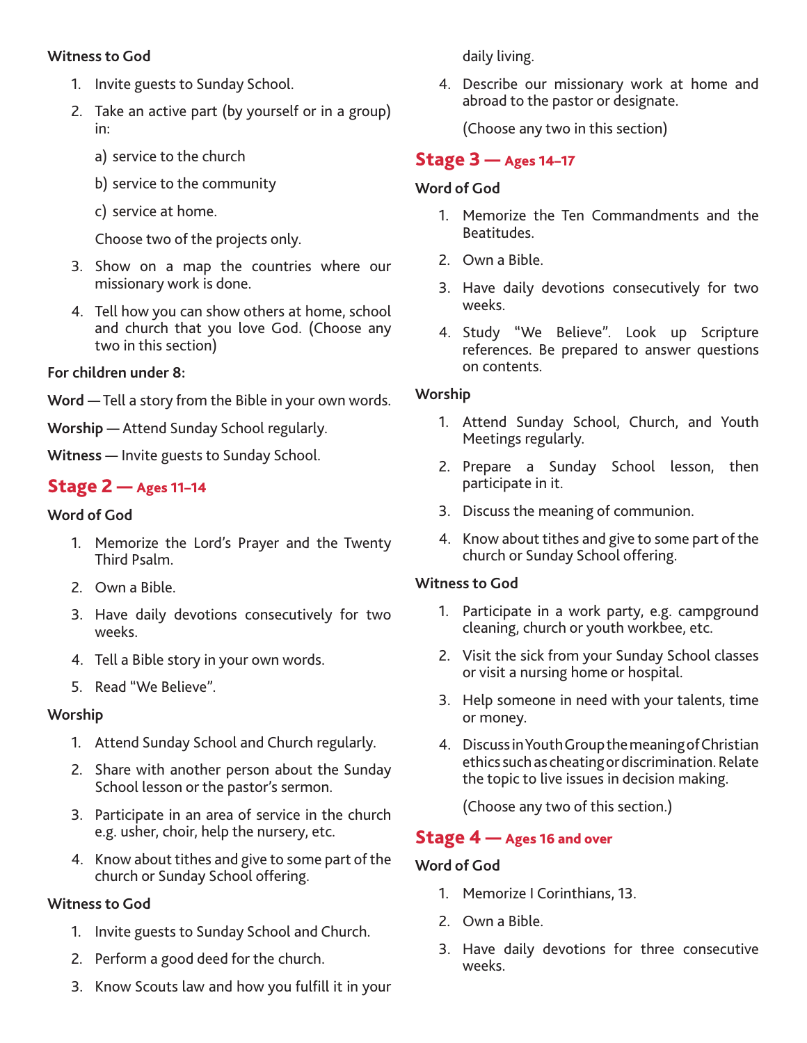**Witness to God**

1. Invite guests to Sunday School.
2. Take an active part (by yourself or in a group) in:

   a) service to the church

   b) service to the community

   c) service at home.

   Choose two of the projects only.
3. Show on a map the countries where our missionary work is done.
4. Tell how you can show others at home, school and church that you love God. (Choose any two in this section)

**For children under 8:**

**Word** — Tell a story from the Bible in your own words.

**Worship** — Attend Sunday School regularly.

**Witness** — Invite guests to Sunday School.

## Stage 2 — Ages 11–14

**Word of God**

1. Memorize the Lord's Prayer and the Twenty Third Psalm.
2. Own a Bible.
3. Have daily devotions consecutively for two weeks.
4. Tell a Bible story in your own words.
5. Read "We Believe".

**Worship**

1. Attend Sunday School and Church regularly.
2. Share with another person about the Sunday School lesson or the pastor's sermon.
3. Participate in an area of service in the church e.g. usher, choir, help the nursery, etc.
4. Know about tithes and give to some part of the church or Sunday School offering.

**Witness to God**

1. Invite guests to Sunday School and Church.
2. Perform a good deed for the church.
3. Know Scouts law and how you fulfill it in your daily living.
4. Describe our missionary work at home and abroad to the pastor or designate.

   (Choose any two in this section)

## Stage 3 — Ages 14–17

**Word of God**

1. Memorize the Ten Commandments and the Beatitudes.
2. Own a Bible.
3. Have daily devotions consecutively for two weeks.
4. Study "We Believe". Look up Scripture references. Be prepared to answer questions on contents.

**Worship**

1. Attend Sunday School, Church, and Youth Meetings regularly.
2. Prepare a Sunday School lesson, then participate in it.
3. Discuss the meaning of communion.
4. Know about tithes and give to some part of the church or Sunday School offering.

**Witness to God**

1. Participate in a work party, e.g. campground cleaning, church or youth workbee, etc.
2. Visit the sick from your Sunday School classes or visit a nursing home or hospital.
3. Help someone in need with your talents, time or money.
4. Discuss in Youth Group the meaning of Christian ethics such as cheating or discrimination. Relate the topic to live issues in decision making.

   (Choose any two of this section.)

## Stage 4 — Ages 16 and over

**Word of God**

1. Memorize I Corinthians, 13.
2. Own a Bible.
3. Have daily devotions for three consecutive weeks.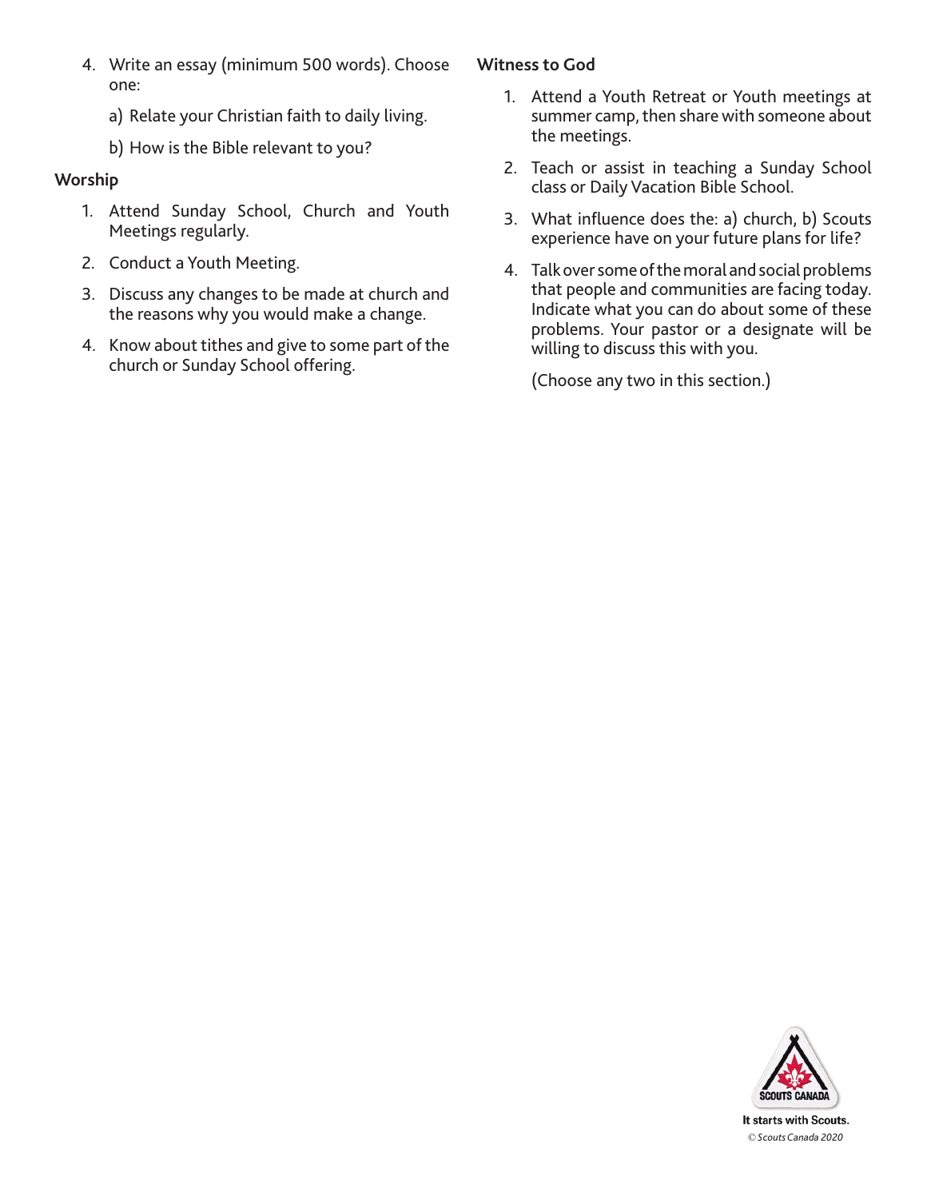4. Write an essay (minimum 500 words). Choose one:

   a) Relate your Christian faith to daily living.

   b) How is the Bible relevant to you?

**Worship**

1. Attend Sunday School, Church and Youth Meetings regularly.
2. Conduct a Youth Meeting.
3. Discuss any changes to be made at church and the reasons why you would make a change.
4. Know about tithes and give to some part of the church or Sunday School offering.

**Witness to God**

1. Attend a Youth Retreat or Youth meetings at summer camp, then share with someone about the meetings.
2. Teach or assist in teaching a Sunday School class or Daily Vacation Bible School.
3. What influence does the: a) church, b) Scouts experience have on your future plans for life?
4. Talk over some of the moral and social problems that people and communities are facing today. Indicate what you can do about some of these problems. Your pastor or a designate will be willing to discuss this with you.

   (Choose any two in this section.)

SCOUTS CANADA

It starts with Scouts.

*© Scouts Canada 2020*